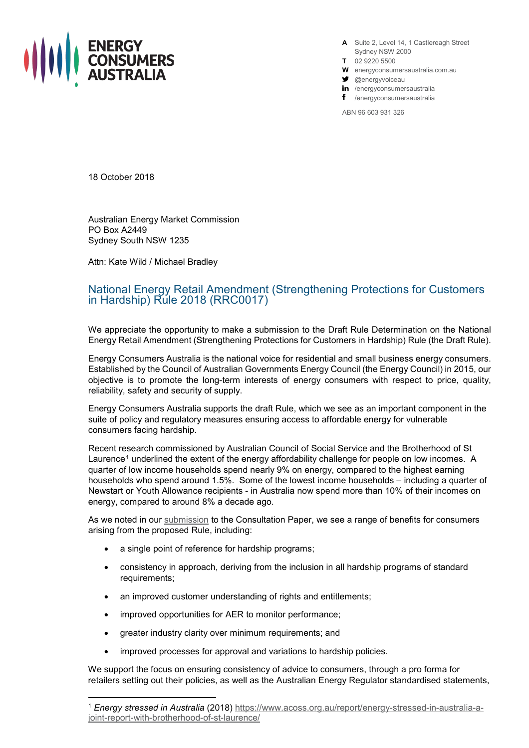**ENERGY CONSUMERS AUSTRALIA**

A Suite 2, Level 14, 1 Castlereagh Street
Sydney NSW 2000
T 02 9220 5500
W energyconsumersaustralia.com.au
@energyvoiceau
/energyconsumersaustralia
/energyconsumersaustralia

ABN 96 603 931 326

18 October 2018

Australian Energy Market Commission
PO Box A2449
Sydney South NSW 1235

Attn: Kate Wild / Michael Bradley

## National Energy Retail Amendment (Strengthening Protections for Customers in Hardship) Rule 2018 (RRC0017)

We appreciate the opportunity to make a submission to the Draft Rule Determination on the National Energy Retail Amendment (Strengthening Protections for Customers in Hardship) Rule (the Draft Rule).

Energy Consumers Australia is the national voice for residential and small business energy consumers. Established by the Council of Australian Governments Energy Council (the Energy Council) in 2015, our objective is to promote the long-term interests of energy consumers with respect to price, quality, reliability, safety and security of supply.

Energy Consumers Australia supports the draft Rule, which we see as an important component in the suite of policy and regulatory measures ensuring access to affordable energy for vulnerable consumers facing hardship.

Recent research commissioned by Australian Council of Social Service and the Brotherhood of St Laurence[1] underlined the extent of the energy affordability challenge for people on low incomes. A quarter of low income households spend nearly 9% on energy, compared to the highest earning households who spend around 1.5%. Some of the lowest income households – including a quarter of Newstart or Youth Allowance recipients - in Australia now spend more than 10% of their incomes on energy, compared to around 8% a decade ago.

As we noted in our submission to the Consultation Paper, we see a range of benefits for consumers arising from the proposed Rule, including:

- a single point of reference for hardship programs;
- consistency in approach, deriving from the inclusion in all hardship programs of standard requirements;
- an improved customer understanding of rights and entitlements;
- improved opportunities for AER to monitor performance;
- greater industry clarity over minimum requirements; and
- improved processes for approval and variations to hardship policies.

We support the focus on ensuring consistency of advice to consumers, through a pro forma for retailers setting out their policies, as well as the Australian Energy Regulator standardised statements,

---

[1] *Energy stressed in Australia* (2018) https://www.acoss.org.au/report/energy-stressed-in-australia-a-joint-report-with-brotherhood-of-st-laurence/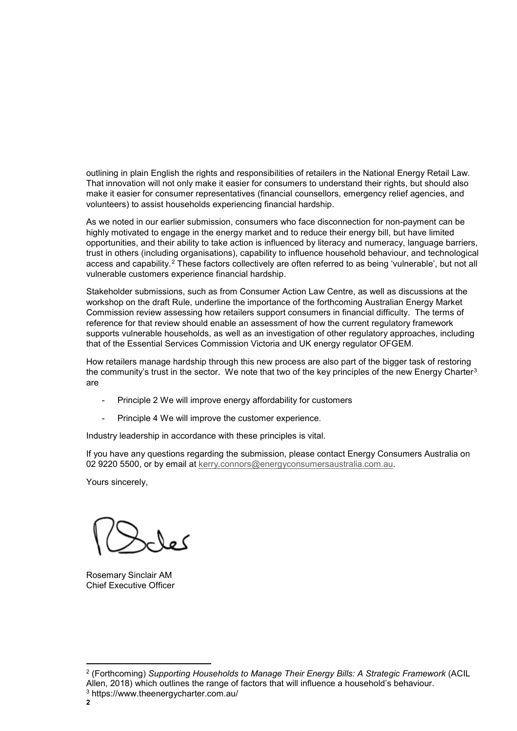outlining in plain English the rights and responsibilities of retailers in the National Energy Retail Law. That innovation will not only make it easier for consumers to understand their rights, but should also make it easier for consumer representatives (financial counsellors, emergency relief agencies, and volunteers) to assist households experiencing financial hardship.

As we noted in our earlier submission, consumers who face disconnection for non-payment can be highly motivated to engage in the energy market and to reduce their energy bill, but have limited opportunities, and their ability to take action is influenced by literacy and numeracy, language barriers, trust in others (including organisations), capability to influence household behaviour, and technological access and capability.[2] These factors collectively are often referred to as being 'vulnerable', but not all vulnerable customers experience financial hardship.

Stakeholder submissions, such as from Consumer Action Law Centre, as well as discussions at the workshop on the draft Rule, underline the importance of the forthcoming Australian Energy Market Commission review assessing how retailers support consumers in financial difficulty. The terms of reference for that review should enable an assessment of how the current regulatory framework supports vulnerable households, as well as an investigation of other regulatory approaches, including that of the Essential Services Commission Victoria and UK energy regulator OFGEM.

How retailers manage hardship through this new process are also part of the bigger task of restoring the community's trust in the sector. We note that two of the key principles of the new Energy Charter[3] are

- Principle 2 We will improve energy affordability for customers
- Principle 4 We will improve the customer experience.

Industry leadership in accordance with these principles is vital.

If you have any questions regarding the submission, please contact Energy Consumers Australia on 02 9220 5500, or by email at kerry.connors@energyconsumersaustralia.com.au.

Yours sincerely,

Rosemary Sinclair AM
Chief Executive Officer

---

[2] (Forthcoming) *Supporting Households to Manage Their Energy Bills: A Strategic Framework* (ACIL Allen, 2018) which outlines the range of factors that will influence a household's behaviour.

[3] https://www.theenergycharter.com.au/